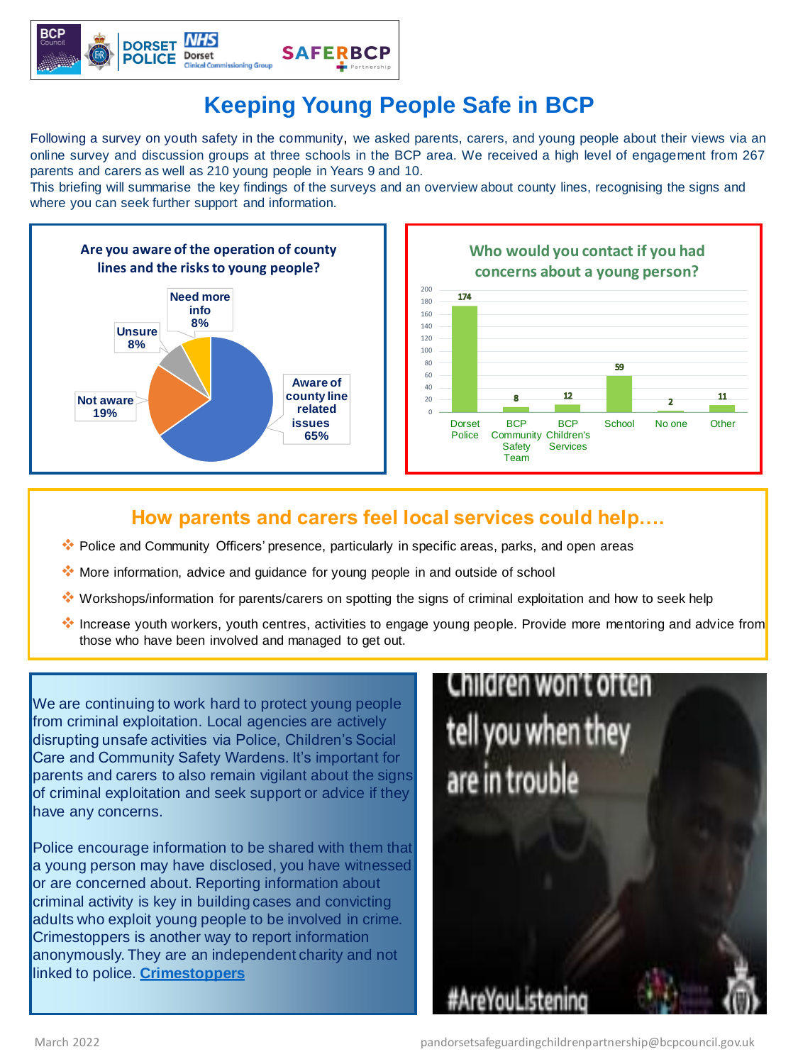# Keeping Young People Safe in BCP

Following a survey on youth safety in the community, we asked parents, carers, and young people about their views via an online survey and discussion groups at three schools in the BCP area. We received a high level of engagement from 267 parents and carers as well as 210 young people in Years 9 and 10.

This briefing will summarise the key findings of the surveys and an overview about county lines, recognising the signs and where you can seek further support and information.

**Are you aware of the operation of county lines and the risks to young people?**

| Response | Percentage |
|---|---|
| Aware of county line related issues | 65% |
| Not aware | 19% |
| Unsure | 8% |
| Need more info | 8% |

**Who would you contact if you had concerns about a young person?**

| Contact | Count |
|---|---|
| Dorset Police | 174 |
| BCP Community Safety Team | 8 |
| BCP Children's Services | 12 |
| School | 59 |
| No one | 2 |
| Other | 11 |

## How parents and carers feel local services could help….

- Police and Community Officers' presence, particularly in specific areas, parks, and open areas
- More information, advice and guidance for young people in and outside of school
- Workshops/information for parents/carers on spotting the signs of criminal exploitation and how to seek help
- Increase youth workers, youth centres, activities to engage young people. Provide more mentoring and advice from those who have been involved and managed to get out.

We are continuing to work hard to protect young people from criminal exploitation. Local agencies are actively disrupting unsafe activities via Police, Children's Social Care and Community Safety Wardens. It's important for parents and carers to also remain vigilant about the signs of criminal exploitation and seek support or advice if they have any concerns.

Police encourage information to be shared with them that a young person may have disclosed, you have witnessed or are concerned about. Reporting information about criminal activity is key in building cases and convicting adults who exploit young people to be involved in crime. Crimestoppers is another way to report information anonymously. They are an independent charity and not linked to police. [Crimestoppers]

Children won't often tell you when they are in trouble

#AreYouListening

March 2022

pandorsetsafeguardingchildrenpartnership@bcpcouncil.gov.uk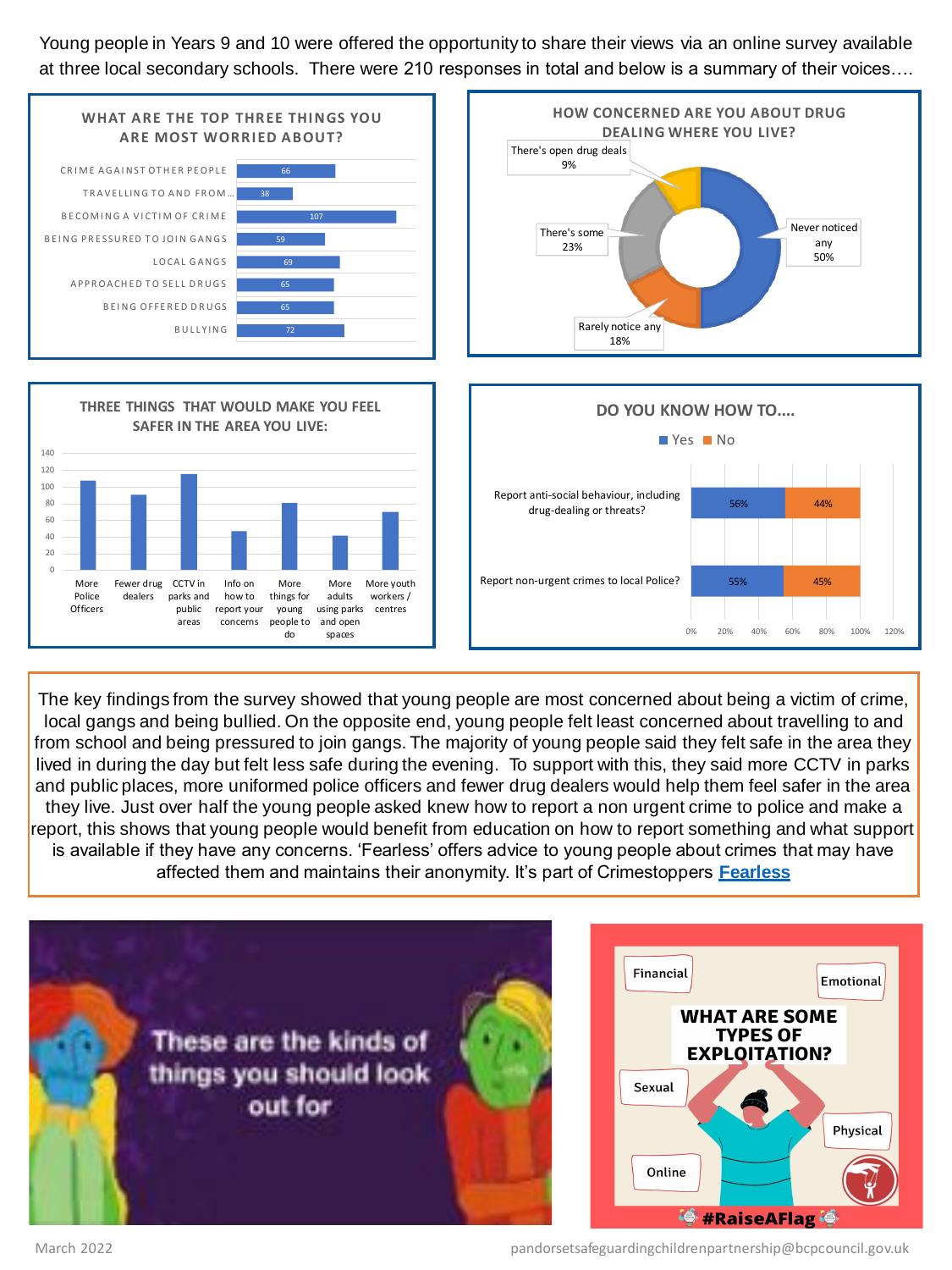Young people in Years 9 and 10 were offered the opportunity to share their views via an online survey available at three local secondary schools. There were 210 responses in total and below is a summary of their voices….

### WHAT ARE THE TOP THREE THINGS YOU ARE MOST WORRIED ABOUT?

| Concern | Responses |
|---|---|
| Crime against other people | 66 |
| Travelling to and from… | 38 |
| Becoming a victim of crime | 107 |
| Being pressured to join gangs | 59 |
| Local gangs | 69 |
| Approached to sell drugs | 65 |
| Being offered drugs | 65 |
| Bullying | 72 |

### HOW CONCERNED ARE YOU ABOUT DRUG DEALING WHERE YOU LIVE?

| Response | Percentage |
|---|---|
| Never noticed any | 50% |
| Rarely notice any | 18% |
| There's some | 23% |
| There's open drug deals | 9% |

### THREE THINGS THAT WOULD MAKE YOU FEEL SAFER IN THE AREA YOU LIVE:

| Item | Approx. responses |
|---|---|
| More Police Officers | ~108 |
| Fewer drug dealers | ~91 |
| CCTV in parks and public areas | ~115 |
| Info on how to report your concerns | ~47 |
| More things for young people to do | ~81 |
| More adults using parks and open spaces | ~41 |
| More youth workers / centres | ~70 |

### DO YOU KNOW HOW TO….

| Question | Yes | No |
|---|---|---|
| Report anti-social behaviour, including drug-dealing or threats? | 56% | 44% |
| Report non-urgent crimes to local Police? | 55% | 45% |

The key findings from the survey showed that young people are most concerned about being a victim of crime, local gangs and being bullied. On the opposite end, young people felt least concerned about travelling to and from school and being pressured to join gangs. The majority of young people said they felt safe in the area they lived in during the day but felt less safe during the evening. To support with this, they said more CCTV in parks and public places, more uniformed police officers and fewer drug dealers would help them feel safer in the area they live. Just over half the young people asked knew how to report a non urgent crime to police and make a report, this shows that young people would benefit from education on how to report something and what support is available if they have any concerns. 'Fearless' offers advice to young people about crimes that may have affected them and maintains their anonymity. It's part of Crimestoppers **Fearless**

These are the kinds of things you should look out for

**WHAT ARE SOME TYPES OF EXPLOITATION?**

- Financial
- Emotional
- Sexual
- Physical
- Online

**#RaiseAFlag**

March 2022

pandorsetsafeguardingchildrenpartnership@bcpcouncil.gov.uk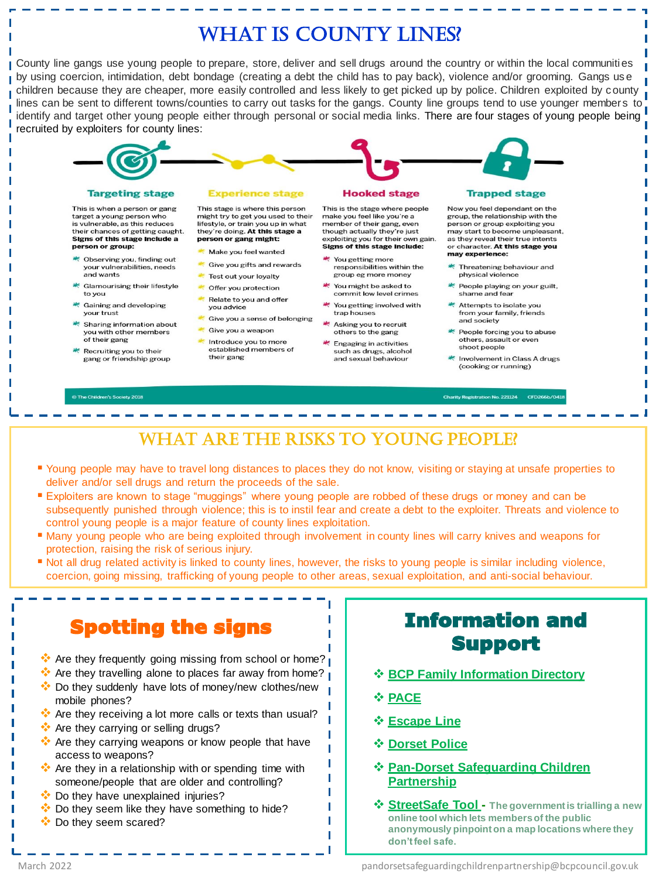# WHAT IS COUNTY LINES?

County line gangs use young people to prepare, store, deliver and sell drugs around the country or within the local communities by using coercion, intimidation, debt bondage (creating a debt the child has to pay back), violence and/or grooming. Gangs use children because they are cheaper, more easily controlled and less likely to get picked up by police. Children exploited by county lines can be sent to different towns/counties to carry out tasks for the gangs. County line groups tend to use younger members to identify and target other young people either through personal or social media links. There are four stages of young people being recruited by exploiters for county lines:

### Targeting stage

This is when a person or gang target a young person who is vulnerable, as this reduces their chances of getting caught. **Signs of this stage include a person or group:**

- Observing you, finding out your vulnerabilities, needs and wants
- Glamourising their lifestyle to you
- Gaining and developing your trust
- Sharing information about you with other members of their gang
- Recruiting you to their gang or friendship group

### Experience stage

This stage is where this person might try to get you used to their lifestyle, or train you up in what they're doing. **At this stage a person or gang might:**

- Make you feel wanted
- Give you gifts and rewards
- Test out your loyalty
- Offer you protection
- Relate to you and offer you advice
- Give you a sense of belonging
- Give you a weapon
- Introduce you to more established members of their gang

### Hooked stage

This is the stage where people make you feel like you're a member of their gang, even though actually they're just exploiting you for their own gain. **Signs of this stage include:**

- You getting more responsibilities within the group eg more money
- You might be asked to commit low level crimes
- You getting involved with trap houses
- Asking you to recruit others to the gang
- Engaging in activities such as drugs, alcohol and sexual behaviour

### Trapped stage

Now you feel dependant on the group, the relationship with the person or group exploiting you may start to become unpleasant, as they reveal their true intents or character. **At this stage you may experience:**

- Threatening behaviour and physical violence
- People playing on your guilt, shame and fear
- Attempts to isolate you from your family, friends and society
- People forcing you to abuse others, assault or even shoot people
- Involvement in Class A drugs (cooking or running)

© The Children's Society 2018 Charity Registration No. 221124 CFD266b/0418

# WHAT ARE THE RISKS TO YOUNG PEOPLE?

- Young people may have to travel long distances to places they do not know, visiting or staying at unsafe properties to deliver and/or sell drugs and return the proceeds of the sale.
- Exploiters are known to stage "muggings" where young people are robbed of these drugs or money and can be subsequently punished through violence; this is to instil fear and create a debt to the exploiter. Threats and violence to control young people is a major feature of county lines exploitation.
- Many young people who are being exploited through involvement in county lines will carry knives and weapons for protection, raising the risk of serious injury.
- Not all drug related activity is linked to county lines, however, the risks to young people is similar including violence, coercion, going missing, trafficking of young people to other areas, sexual exploitation, and anti-social behaviour.

## Spotting the signs

- Are they frequently going missing from school or home?
- Are they travelling alone to places far away from home?
- Do they suddenly have lots of money/new clothes/new mobile phones?
- Are they receiving a lot more calls or texts than usual?
- Are they carrying or selling drugs?
- Are they carrying weapons or know people that have access to weapons?
- Are they in a relationship with or spending time with someone/people that are older and controlling?
- Do they have unexplained injuries?
- Do they seem like they have something to hide?
- Do they seem scared?

## Information and Support

- BCP Family Information Directory
- PACE
- Escape Line
- Dorset Police
- Pan-Dorset Safeguarding Children Partnership
- StreetSafe Tool - The government is trialling a new online tool which lets members of the public anonymously pinpoint on a map locations where they don't feel safe.

March 2022

pandorsetsafeguardingchildrenpartnership@bcpcouncil.gov.uk